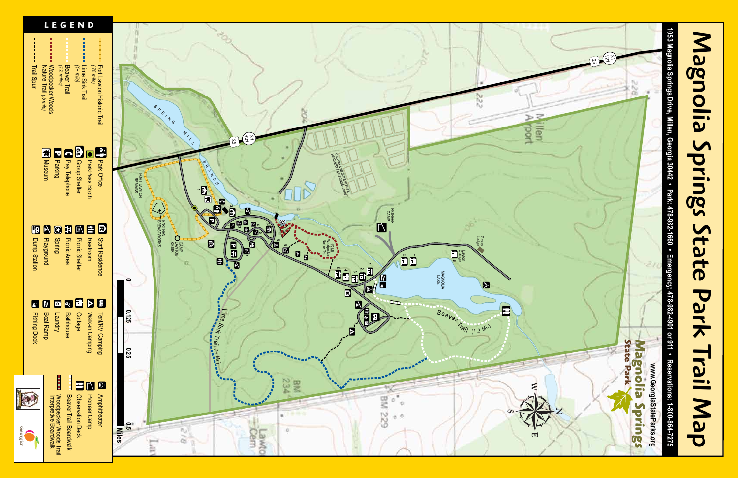# Magnolia Springs State Park Trail Map

1053 Magnolia Springs Drive, Millen, Georgia 30442 • Park: 478-982-1660 • Emergency: 478-982-4901 or 911 • Reservations: 1-800-864-7275

www.GeorgiaStateParks.org

Magnolia Springs State Park

## LEGEND

- Fort Lawton Historic Trail (.75 mile)
- Lime Sink Trail (1+ mile)
- Beaver Trail (1.2 miles)
- Woodpecker Woods Nature Trail (.5 mile)
- Trail Spur

- Park Office
- ParkPass Booth
- Group Shelter
- Pay Telephone
- Parking
- Museum
- Staff Residence
- Restroom
- Picnic Shelter
- Picnic Area
- Spring
- Playground
- Dump Station
- Tent/RV Camping
- Walk-in Camping
- Cottage
- Bathhouse
- Laundry
- Boat Ramp
- Fishing Dock
- Amphitheater
- Pioneer Camp
- Observation Deck
- Beaver Trail Boardwalk
- Woodpecker Woods Trail Interpretive Boardwalk

Map labels: Spring Mill Branch; Fort Lawton Remains; Earthen Breastworks; Camp Lawton Kiosk; U.S. Fish & Wildlife Service Hatchery Ponds - Closed; Pioneer Camp; Group Lodge; Lawton Cottage; Magnolia Lake; Beaver Trail (1.2 Mi.); Lime Sink Trail (1+ Mi.); 1/2 Mi. Woodpecker Nature Trail; Millen Airport; BM 234; BM 229; Lawton Cem; 21 121 25

Scale: 0, 0.125, 0.25, 0.5 Miles

Georgia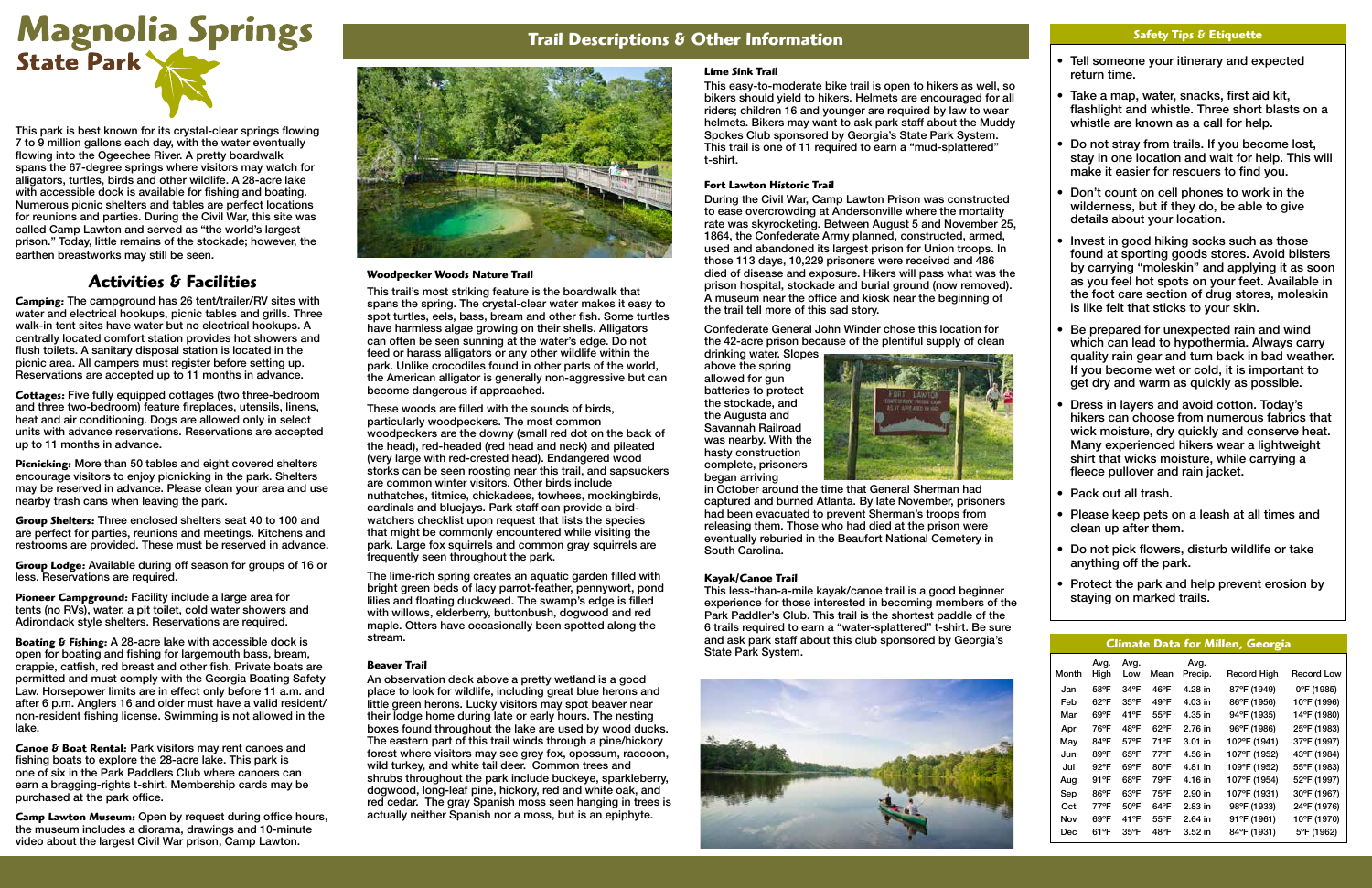# Magnolia Springs State Park

This park is best known for its crystal-clear springs flowing 7 to 9 million gallons each day, with the water eventually flowing into the Ogeechee River. A pretty boardwalk spans the 67-degree springs where visitors may watch for alligators, turtles, birds and other wildlife. A 28-acre lake with accessible dock is available for fishing and boating. Numerous picnic shelters and tables are perfect locations for reunions and parties. During the Civil War, this site was called Camp Lawton and served as "the world's largest prison." Today, little remains of the stockade; however, the earthen breastworks may still be seen.

## Activities & Facilities

**Camping:** The campground has 26 tent/trailer/RV sites with water and electrical hookups, picnic tables and grills. Three walk-in tent sites have water but no electrical hookups. A centrally located comfort station provides hot showers and flush toilets. A sanitary disposal station is located in the picnic area. All campers must register before setting up. Reservations are accepted up to 11 months in advance.

**Cottages:** Five fully equipped cottages (two three-bedroom and three two-bedroom) feature fireplaces, utensils, linens, heat and air conditioning. Dogs are allowed only in select units with advance reservations. Reservations are accepted up to 11 months in advance.

**Picnicking:** More than 50 tables and eight covered shelters encourage visitors to enjoy picnicking in the park. Shelters may be reserved in advance. Please clean your area and use nearby trash cans when leaving the park.

**Group Shelters:** Three enclosed shelters seat 40 to 100 and are perfect for parties, reunions and meetings. Kitchens and restrooms are provided. These must be reserved in advance.

**Group Lodge:** Available during off season for groups of 16 or less. Reservations are required.

**Pioneer Campground:** Facility include a large area for tents (no RVs), water, a pit toilet, cold water showers and Adirondack style shelters. Reservations are required.

**Boating & Fishing:** A 28-acre lake with accessible dock is open for boating and fishing for largemouth bass, bream, crappie, catfish, red breast and other fish. Private boats are permitted and must comply with the Georgia Boating Safety Law. Horsepower limits are in effect only before 11 a.m. and after 6 p.m. Anglers 16 and older must have a valid resident/non-resident fishing license. Swimming is not allowed in the lake.

**Canoe & Boat Rental:** Park visitors may rent canoes and fishing boats to explore the 28-acre lake. This park is one of six in the Park Paddlers Club where canoers can earn a bragging-rights t-shirt. Membership cards may be purchased at the park office.

**Camp Lawton Museum:** Open by request during office hours, the museum includes a diorama, drawings and 10-minute video about the largest Civil War prison, Camp Lawton.

## Trail Descriptions & Other Information

### Woodpecker Woods Nature Trail

This trail's most striking feature is the boardwalk that spans the spring. The crystal-clear water makes it easy to spot turtles, eels, bass, bream and other fish. Some turtles have harmless algae growing on their shells. Alligators can often be seen sunning at the water's edge. Do not feed or harass alligators or any other wildlife within the park. Unlike crocodiles found in other parts of the world, the American alligator is generally non-aggressive but can become dangerous if approached.

These woods are filled with the sounds of birds, particularly woodpeckers. The most common woodpeckers are the downy (small red dot on the back of the head), red-headed (red head and neck) and pileated (very large with red-crested head). Endangered wood storks can be seen roosting near this trail, and sapsuckers are common winter visitors. Other birds include nuthatches, titmice, chickadees, towhees, mockingbirds, cardinals and bluejays. Park staff can provide a bird-watchers checklist upon request that lists the species that might be commonly encountered while visiting the park. Large fox squirrels and common gray squirrels are frequently seen throughout the park.

The lime-rich spring creates an aquatic garden filled with bright green beds of lacy parrot-feather, pennywort, pond lilies and floating duckweed. The swamp's edge is filled with willows, elderberry, buttonbush, dogwood and red maple. Otters have occasionally been spotted along the stream.

### Beaver Trail

An observation deck above a pretty wetland is a good place to look for wildlife, including great blue herons and little green herons. Lucky visitors may spot beaver near their lodge home during late or early hours. The nesting boxes found throughout the lake are used by wood ducks. The eastern part of this trail winds through a pine/hickory forest where visitors may see grey fox, opossum, raccoon, wild turkey, and white tail deer. Common trees and shrubs throughout the park include buckeye, sparkleberry, dogwood, long-leaf pine, hickory, red and white oak, and red cedar. The gray Spanish moss seen hanging in trees is actually neither Spanish nor a moss, but is an epiphyte.

### Lime Sink Trail

This easy-to-moderate bike trail is open to hikers as well, so bikers should yield to hikers. Helmets are encouraged for all riders; children 16 and younger are required by law to wear helmets. Bikers may want to ask park staff about the Muddy Spokes Club sponsored by Georgia's State Park System. This trail is one of 11 required to earn a "mud-splattered" t-shirt.

### Fort Lawton Historic Trail

During the Civil War, Camp Lawton Prison was constructed to ease overcrowding at Andersonville where the mortality rate was skyrocketing. Between August 5 and November 25, 1864, the Confederate Army planned, constructed, armed, used and abandoned its largest prison for Union troops. In those 113 days, 10,229 prisoners were received and 486 died of disease and exposure. Hikers will pass what was the prison hospital, stockade and burial ground (now removed). A museum near the office and kiosk near the beginning of the trail tell more of this sad story.

Confederate General John Winder chose this location for the 42-acre prison because of the plentiful supply of clean drinking water. Slopes above the spring allowed for gun batteries to protect the stockade, and the Augusta and Savannah Railroad was nearby. With the hasty construction complete, prisoners began arriving in October around the time that General Sherman had captured and burned Atlanta. By late November, prisoners had been evacuated to prevent Sherman's troops from releasing them. Those who had died at the prison were eventually reburied in the Beaufort National Cemetery in South Carolina.

### Kayak/Canoe Trail

This less-than-a-mile kayak/canoe trail is a good beginner experience for those interested in becoming members of the Park Paddler's Club. This trail is the shortest paddle of the 6 trails required to earn a "water-splattered" t-shirt. Be sure and ask park staff about this club sponsored by Georgia's State Park System.

## Safety Tips & Etiquette

- Tell someone your itinerary and expected return time.
- Take a map, water, snacks, first aid kit, flashlight and whistle. Three short blasts on a whistle are known as a call for help.
- Do not stray from trails. If you become lost, stay in one location and wait for help. This will make it easier for rescuers to find you.
- Don't count on cell phones to work in the wilderness, but if they do, be able to give details about your location.
- Invest in good hiking socks such as those found at sporting goods stores. Avoid blisters by carrying "moleskin" and applying it as soon as you feel hot spots on your feet. Available in the foot care section of drug stores, moleskin is like felt that sticks to your skin.
- Be prepared for unexpected rain and wind which can lead to hypothermia. Always carry quality rain gear and turn back in bad weather. If you become wet or cold, it is important to get dry and warm as quickly as possible.
- Dress in layers and avoid cotton. Today's hikers can choose from numerous fabrics that wick moisture, dry quickly and conserve heat. Many experienced hikers wear a lightweight shirt that wicks moisture, while carrying a fleece pullover and rain jacket.
- Pack out all trash.
- Please keep pets on a leash at all times and clean up after them.
- Do not pick flowers, disturb wildlife or take anything off the park.
- Protect the park and help prevent erosion by staying on marked trails.

## Climate Data for Millen, Georgia

| Month | Avg. High | Avg. Low | Mean | Avg. Precip. | Record High | Record Low |
|---|---|---|---|---|---|---|
| Jan | 58°F | 34°F | 46°F | 4.28 in | 87°F (1949) | 0°F (1985) |
| Feb | 62°F | 35°F | 49°F | 4.03 in | 86°F (1956) | 10°F (1996) |
| Mar | 69°F | 41°F | 55°F | 4.35 in | 94°F (1935) | 14°F (1980) |
| Apr | 76°F | 48°F | 62°F | 2.76 in | 96°F (1986) | 25°F (1983) |
| May | 84°F | 57°F | 71°F | 3.01 in | 102°F (1941) | 37°F (1997) |
| Jun | 89°F | 65°F | 77°F | 4.56 in | 107°F (1952) | 43°F (1984) |
| Jul | 92°F | 69°F | 80°F | 4.81 in | 109°F (1952) | 55°F (1983) |
| Aug | 91°F | 68°F | 79°F | 4.16 in | 107°F (1954) | 52°F (1997) |
| Sep | 86°F | 63°F | 75°F | 2.90 in | 107°F (1931) | 30°F (1967) |
| Oct | 77°F | 50°F | 64°F | 2.83 in | 98°F (1933) | 24°F (1976) |
| Nov | 69°F | 41°F | 55°F | 2.64 in | 91°F (1961) | 10°F (1970) |
| Dec | 61°F | 35°F | 48°F | 3.52 in | 84°F (1931) | 5°F (1962) |